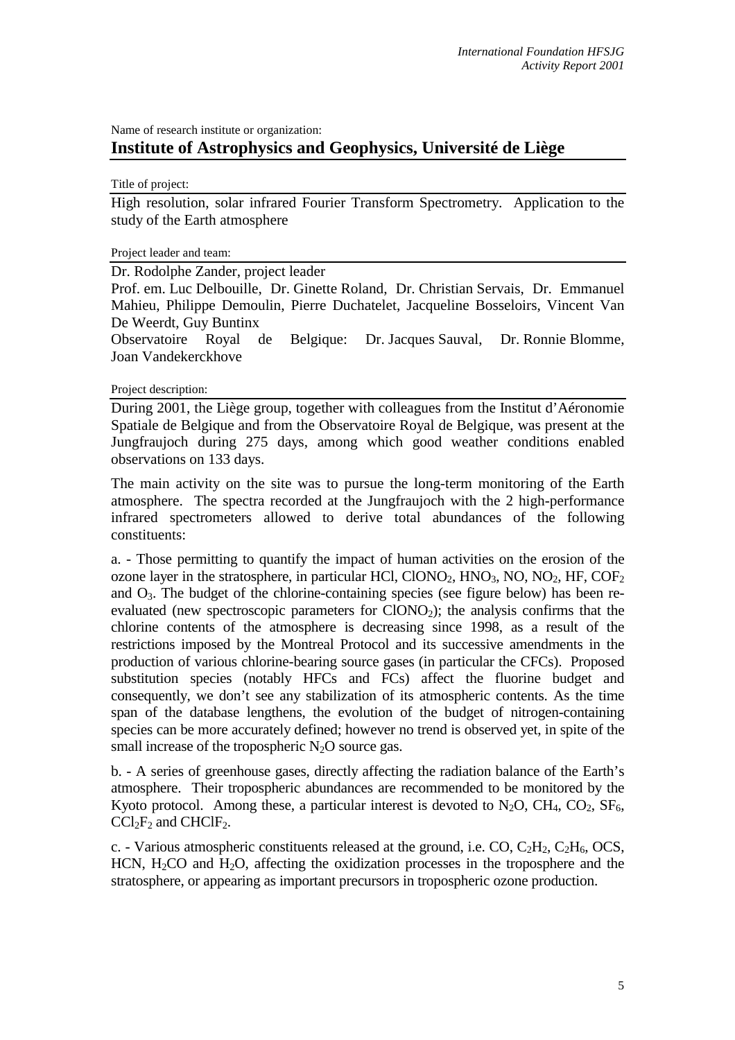Name of research institute or organization:

## Institute of Astrophysics and Geophysics, Université de Liège

Title of project:

High resolution, solar infrared Fourier Transform Spectrometry. Application to the study of the Earth atmosphere

Project leader and team:

Dr. Rodolphe Zander, project leader

Prof. em. Luc Delbouille, Dr. Ginette Roland, Dr. Christian Servais, Dr. Emmanuel Mahieu, Philippe Demoulin, Pierre Duchatelet, Jacqueline Bosseloirs, Vincent Van De Weerdt, Guy Buntinx

Observatoire Royal de Belgique: Dr. Jacques Sauval, Dr. Ronnie Blomme, Joan Vandekerckhove

Project description:

During 2001, the Liège group, together with colleagues from the Institut d'Aéronomie Spatiale de Belgique and from the Observatoire Royal de Belgique, was present at the Jungfraujoch during 275 days, among which good weather conditions enabled observations on 133 days.

The main activity on the site was to pursue the long-term monitoring of the Earth atmosphere. The spectra recorded at the Jungfraujoch with the 2 high-performance infrared spectrometers allowed to derive total abundances of the following constituents:

a. - Those permitting to quantify the impact of human activities on the erosion of the ozone layer in the stratosphere, in particular HCl, $ClONO_2$, $HNO_3$, NO, $NO_2$, HF, $COF_2$ and $O_3$. The budget of the chlorine-containing species (see figure below) has been re-evaluated (new spectroscopic parameters for $ClONO_2$); the analysis confirms that the chlorine contents of the atmosphere is decreasing since 1998, as a result of the restrictions imposed by the Montreal Protocol and its successive amendments in the production of various chlorine-bearing source gases (in particular the CFCs). Proposed substitution species (notably HFCs and FCs) affect the fluorine budget and consequently, we don't see any stabilization of its atmospheric contents. As the time span of the database lengthens, the evolution of the budget of nitrogen-containing species can be more accurately defined; however no trend is observed yet, in spite of the small increase of the tropospheric $N_2O$ source gas.

b. - A series of greenhouse gases, directly affecting the radiation balance of the Earth's atmosphere. Their tropospheric abundances are recommended to be monitored by the Kyoto protocol. Among these, a particular interest is devoted to $N_2O$, $CH_4$, $CO_2$, $SF_6$, $CCl_2F_2$ and $CHClF_2$.

c. - Various atmospheric constituents released at the ground, i.e. CO, $C_2H_2$, $C_2H_6$, OCS, HCN, $H_2CO$ and $H_2O$, affecting the oxidization processes in the troposphere and the stratosphere, or appearing as important precursors in tropospheric ozone production.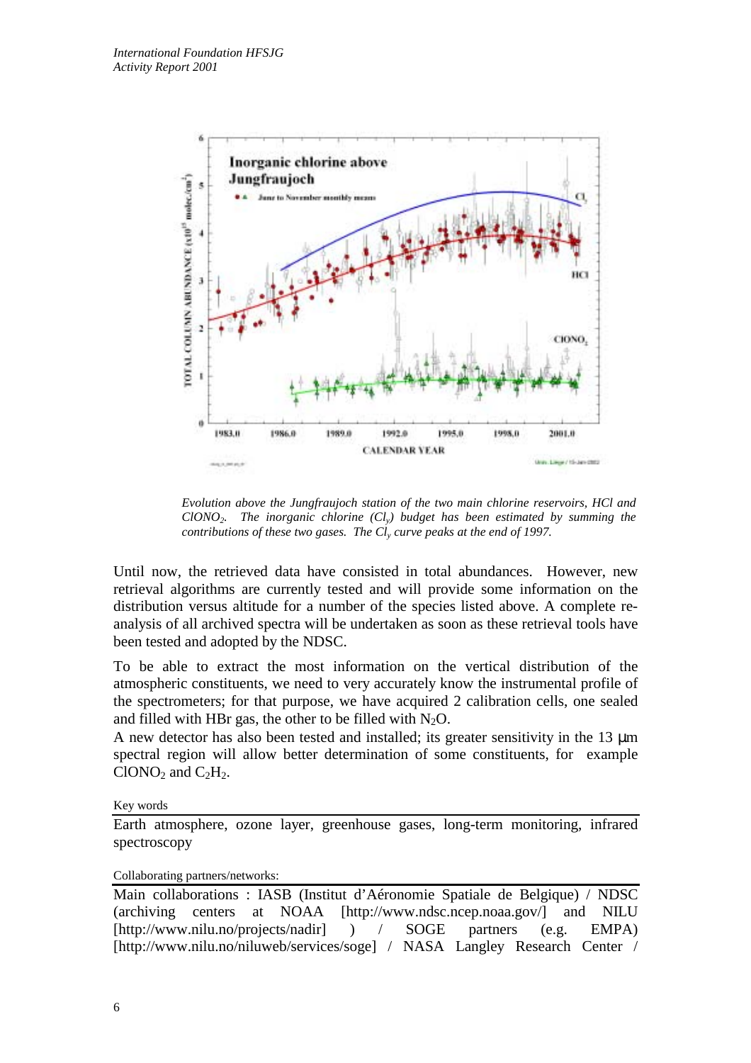*Evolution above the Jungfraujoch station of the two main chlorine reservoirs, HCl and $ClONO_2$. The inorganic chlorine ($Cl_y$) budget has been estimated by summing the contributions of these two gases. The $Cl_y$ curve peaks at the end of 1997.*

Until now, the retrieved data have consisted in total abundances. However, new retrieval algorithms are currently tested and will provide some information on the distribution versus altitude for a number of the species listed above. A complete re-analysis of all archived spectra will be undertaken as soon as these retrieval tools have been tested and adopted by the NDSC.

To be able to extract the most information on the vertical distribution of the atmospheric constituents, we need to very accurately know the instrumental profile of the spectrometers; for that purpose, we have acquired 2 calibration cells, one sealed and filled with HBr gas, the other to be filled with $N_2O$.
A new detector has also been tested and installed; its greater sensitivity in the 13 μm spectral region will allow better determination of some constituents, for example $ClONO_2$ and $C_2H_2$.

Key words

Earth atmosphere, ozone layer, greenhouse gases, long-term monitoring, infrared spectroscopy

Collaborating partners/networks:

Main collaborations : IASB (Institut d'Aéronomie Spatiale de Belgique) / NDSC (archiving centers at NOAA [http://www.ndsc.ncep.noaa.gov/] and NILU [http://www.nilu.no/projects/nadir] ) / SOGE partners (e.g. EMPA) [http://www.nilu.no/niluweb/services/soge] / NASA Langley Research Center /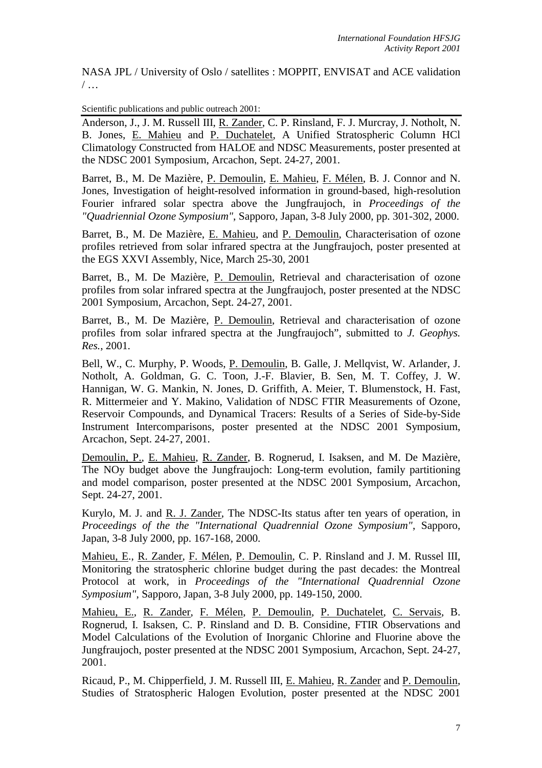NASA JPL / University of Oslo / satellites : MOPPIT, ENVISAT and ACE validation / …

Scientific publications and public outreach 2001:

Anderson, J., J. M. Russell III, R. Zander, C. P. Rinsland, F. J. Murcray, J. Notholt, N. B. Jones, E. Mahieu and P. Duchatelet, A Unified Stratospheric Column HCl Climatology Constructed from HALOE and NDSC Measurements, poster presented at the NDSC 2001 Symposium, Arcachon, Sept. 24-27, 2001.

Barret, B., M. De Mazière, P. Demoulin, E. Mahieu, F. Mélen, B. J. Connor and N. Jones, Investigation of height-resolved information in ground-based, high-resolution Fourier infrared solar spectra above the Jungfraujoch, in *Proceedings of the "Quadriennial Ozone Symposium"*, Sapporo, Japan, 3-8 July 2000, pp. 301-302, 2000.

Barret, B., M. De Mazière, E. Mahieu, and P. Demoulin, Characterisation of ozone profiles retrieved from solar infrared spectra at the Jungfraujoch, poster presented at the EGS XXVI Assembly, Nice, March 25-30, 2001

Barret, B., M. De Mazière, P. Demoulin, Retrieval and characterisation of ozone profiles from solar infrared spectra at the Jungfraujoch, poster presented at the NDSC 2001 Symposium, Arcachon, Sept. 24-27, 2001.

Barret, B., M. De Mazière, P. Demoulin, Retrieval and characterisation of ozone profiles from solar infrared spectra at the Jungfraujoch", submitted to *J. Geophys. Res.*, 2001.

Bell, W., C. Murphy, P. Woods, P. Demoulin, B. Galle, J. Mellqvist, W. Arlander, J. Notholt, A. Goldman, G. C. Toon, J.-F. Blavier, B. Sen, M. T. Coffey, J. W. Hannigan, W. G. Mankin, N. Jones, D. Griffith, A. Meier, T. Blumenstock, H. Fast, R. Mittermeier and Y. Makino, Validation of NDSC FTIR Measurements of Ozone, Reservoir Compounds, and Dynamical Tracers: Results of a Series of Side-by-Side Instrument Intercomparisons, poster presented at the NDSC 2001 Symposium, Arcachon, Sept. 24-27, 2001.

Demoulin, P., E. Mahieu, R. Zander, B. Rognerud, I. Isaksen, and M. De Mazière, The NOy budget above the Jungfraujoch: Long-term evolution, family partitioning and model comparison, poster presented at the NDSC 2001 Symposium, Arcachon, Sept. 24-27, 2001.

Kurylo, M. J. and R. J. Zander, The NDSC-Its status after ten years of operation, in *Proceedings of the the "International Quadrennial Ozone Symposium"*, Sapporo, Japan, 3-8 July 2000, pp. 167-168, 2000.

Mahieu, E., R. Zander, F. Mélen, P. Demoulin, C. P. Rinsland and J. M. Russel III, Monitoring the stratospheric chlorine budget during the past decades: the Montreal Protocol at work, in *Proceedings of the "International Quadrennial Ozone Symposium"*, Sapporo, Japan, 3-8 July 2000, pp. 149-150, 2000.

Mahieu, E., R. Zander, F. Mélen, P. Demoulin, P. Duchatelet, C. Servais, B. Rognerud, I. Isaksen, C. P. Rinsland and D. B. Considine, FTIR Observations and Model Calculations of the Evolution of Inorganic Chlorine and Fluorine above the Jungfraujoch, poster presented at the NDSC 2001 Symposium, Arcachon, Sept. 24-27, 2001.

Ricaud, P., M. Chipperfield, J. M. Russell III, E. Mahieu, R. Zander and P. Demoulin, Studies of Stratospheric Halogen Evolution, poster presented at the NDSC 2001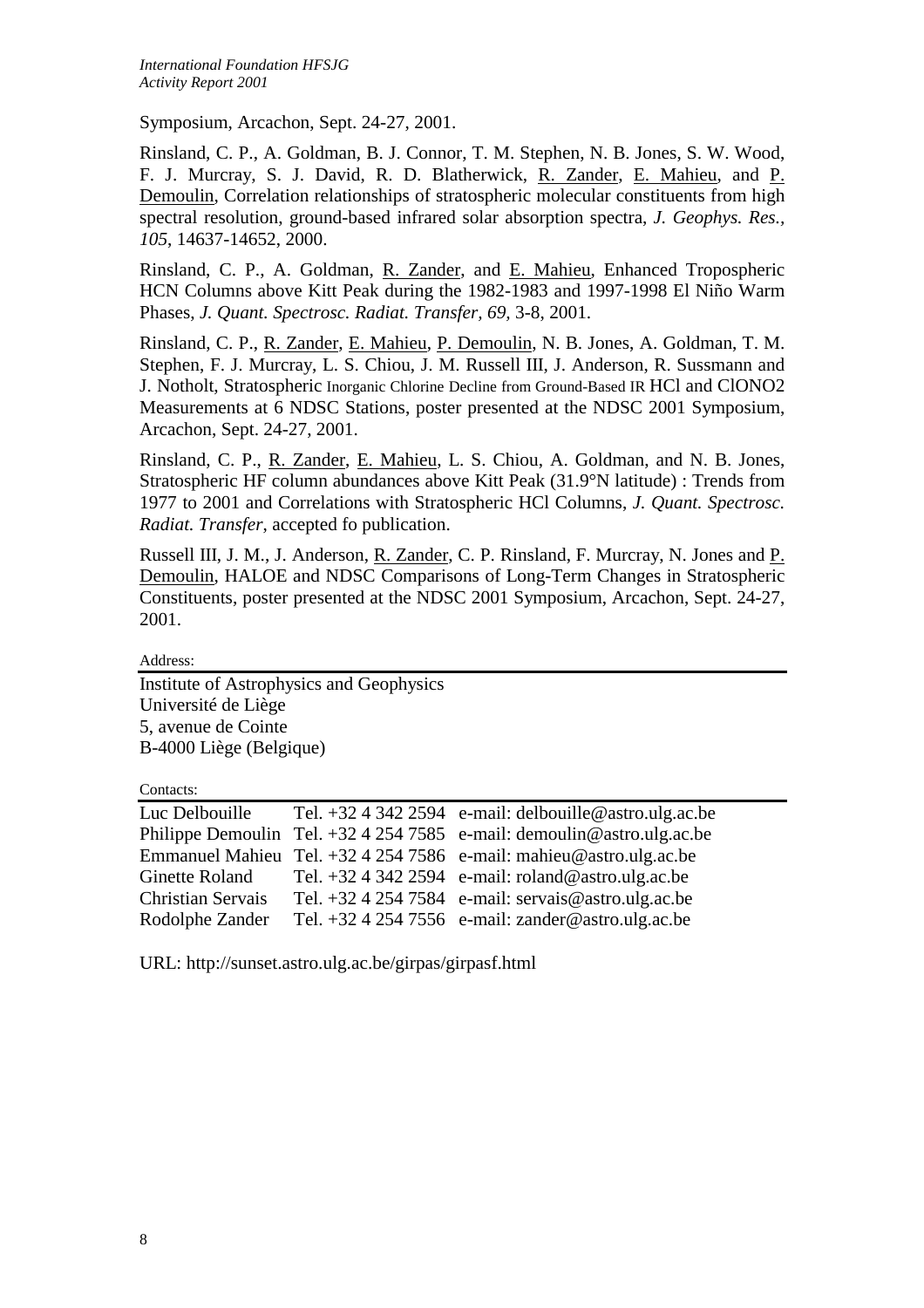Symposium, Arcachon, Sept. 24-27, 2001.

Rinsland, C. P., A. Goldman, B. J. Connor, T. M. Stephen, N. B. Jones, S. W. Wood, F. J. Murcray, S. J. David, R. D. Blatherwick, R. Zander, E. Mahieu, and P. Demoulin, Correlation relationships of stratospheric molecular constituents from high spectral resolution, ground-based infrared solar absorption spectra, *J. Geophys. Res.*, *105*, 14637-14652, 2000.

Rinsland, C. P., A. Goldman, R. Zander, and E. Mahieu, Enhanced Tropospheric HCN Columns above Kitt Peak during the 1982-1983 and 1997-1998 El Niño Warm Phases, *J. Quant. Spectrosc. Radiat. Transfer, 69*, 3-8, 2001.

Rinsland, C. P., R. Zander, E. Mahieu, P. Demoulin, N. B. Jones, A. Goldman, T. M. Stephen, F. J. Murcray, L. S. Chiou, J. M. Russell III, J. Anderson, R. Sussmann and J. Notholt, Stratospheric Inorganic Chlorine Decline from Ground-Based IR HCl and ClONO2 Measurements at 6 NDSC Stations, poster presented at the NDSC 2001 Symposium, Arcachon, Sept. 24-27, 2001.

Rinsland, C. P., R. Zander, E. Mahieu, L. S. Chiou, A. Goldman, and N. B. Jones, Stratospheric HF column abundances above Kitt Peak (31.9°N latitude) : Trends from 1977 to 2001 and Correlations with Stratospheric HCl Columns, *J. Quant. Spectrosc. Radiat. Transfer*, accepted fo publication.

Russell III, J. M., J. Anderson, R. Zander, C. P. Rinsland, F. Murcray, N. Jones and P. Demoulin, HALOE and NDSC Comparisons of Long-Term Changes in Stratospheric Constituents, poster presented at the NDSC 2001 Symposium, Arcachon, Sept. 24-27, 2001.

Address:

Institute of Astrophysics and Geophysics
Université de Liège
5, avenue de Cointe
B-4000 Liège (Belgique)

Contacts:

| | | |
|---|---|---|
| Luc Delbouille | Tel. +32 4 342 2594 | e-mail: delbouille@astro.ulg.ac.be |
| Philippe Demoulin | Tel. +32 4 254 7585 | e-mail: demoulin@astro.ulg.ac.be |
| Emmanuel Mahieu | Tel. +32 4 254 7586 | e-mail: mahieu@astro.ulg.ac.be |
| Ginette Roland | Tel. +32 4 342 2594 | e-mail: roland@astro.ulg.ac.be |
| Christian Servais | Tel. +32 4 254 7584 | e-mail: servais@astro.ulg.ac.be |
| Rodolphe Zander | Tel. +32 4 254 7556 | e-mail: zander@astro.ulg.ac.be |

URL: http://sunset.astro.ulg.ac.be/girpas/girpasf.html